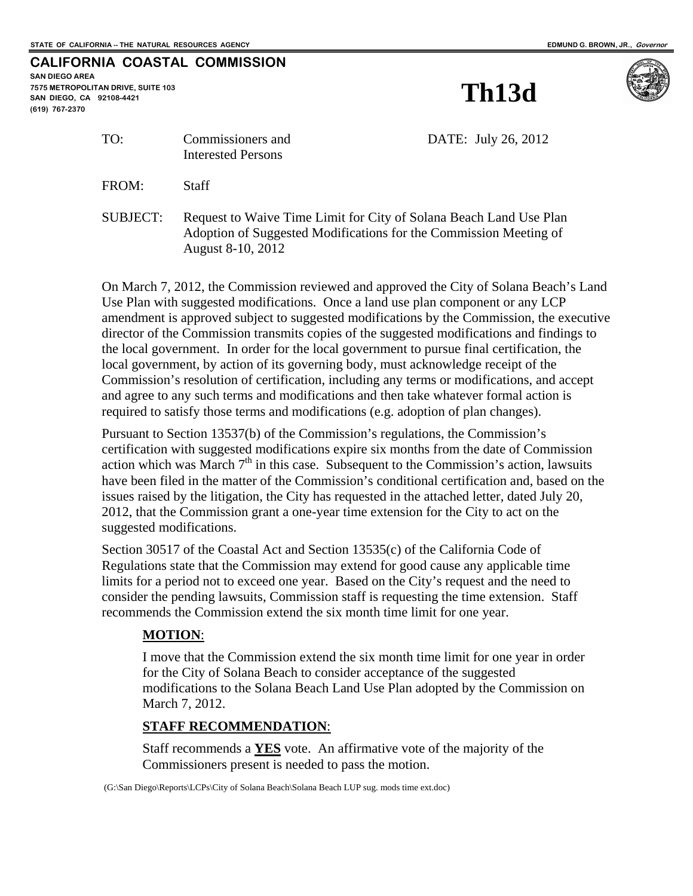STATE OF CALIFORNIA -- THE NATURAL RESOURCES AGENCY

EDMUND G. BROWN, JR., *Governor*

# CALIFORNIA COASTAL COMMISSION

**SAN DIEGO AREA**
**7575 METROPOLITAN DRIVE, SUITE 103**
**SAN DIEGO, CA 92108-4421**
**(619) 767-2370**

# Th13d

TO: Commissioners and Interested Persons

DATE: July 26, 2012

FROM: Staff

SUBJECT: Request to Waive Time Limit for City of Solana Beach Land Use Plan Adoption of Suggested Modifications for the Commission Meeting of August 8-10, 2012

On March 7, 2012, the Commission reviewed and approved the City of Solana Beach's Land Use Plan with suggested modifications. Once a land use plan component or any LCP amendment is approved subject to suggested modifications by the Commission, the executive director of the Commission transmits copies of the suggested modifications and findings to the local government. In order for the local government to pursue final certification, the local government, by action of its governing body, must acknowledge receipt of the Commission's resolution of certification, including any terms or modifications, and accept and agree to any such terms and modifications and then take whatever formal action is required to satisfy those terms and modifications (e.g. adoption of plan changes).

Pursuant to Section 13537(b) of the Commission's regulations, the Commission's certification with suggested modifications expire six months from the date of Commission action which was March 7th in this case. Subsequent to the Commission's action, lawsuits have been filed in the matter of the Commission's conditional certification and, based on the issues raised by the litigation, the City has requested in the attached letter, dated July 20, 2012, that the Commission grant a one-year time extension for the City to act on the suggested modifications.

Section 30517 of the Coastal Act and Section 13535(c) of the California Code of Regulations state that the Commission may extend for good cause any applicable time limits for a period not to exceed one year. Based on the City's request and the need to consider the pending lawsuits, Commission staff is requesting the time extension. Staff recommends the Commission extend the six month time limit for one year.

**MOTION**:

I move that the Commission extend the six month time limit for one year in order for the City of Solana Beach to consider acceptance of the suggested modifications to the Solana Beach Land Use Plan adopted by the Commission on March 7, 2012.

**STAFF RECOMMENDATION**:

Staff recommends a **YES** vote. An affirmative vote of the majority of the Commissioners present is needed to pass the motion.

(G:\San Diego\Reports\LCPs\City of Solana Beach\Solana Beach LUP sug. mods time ext.doc)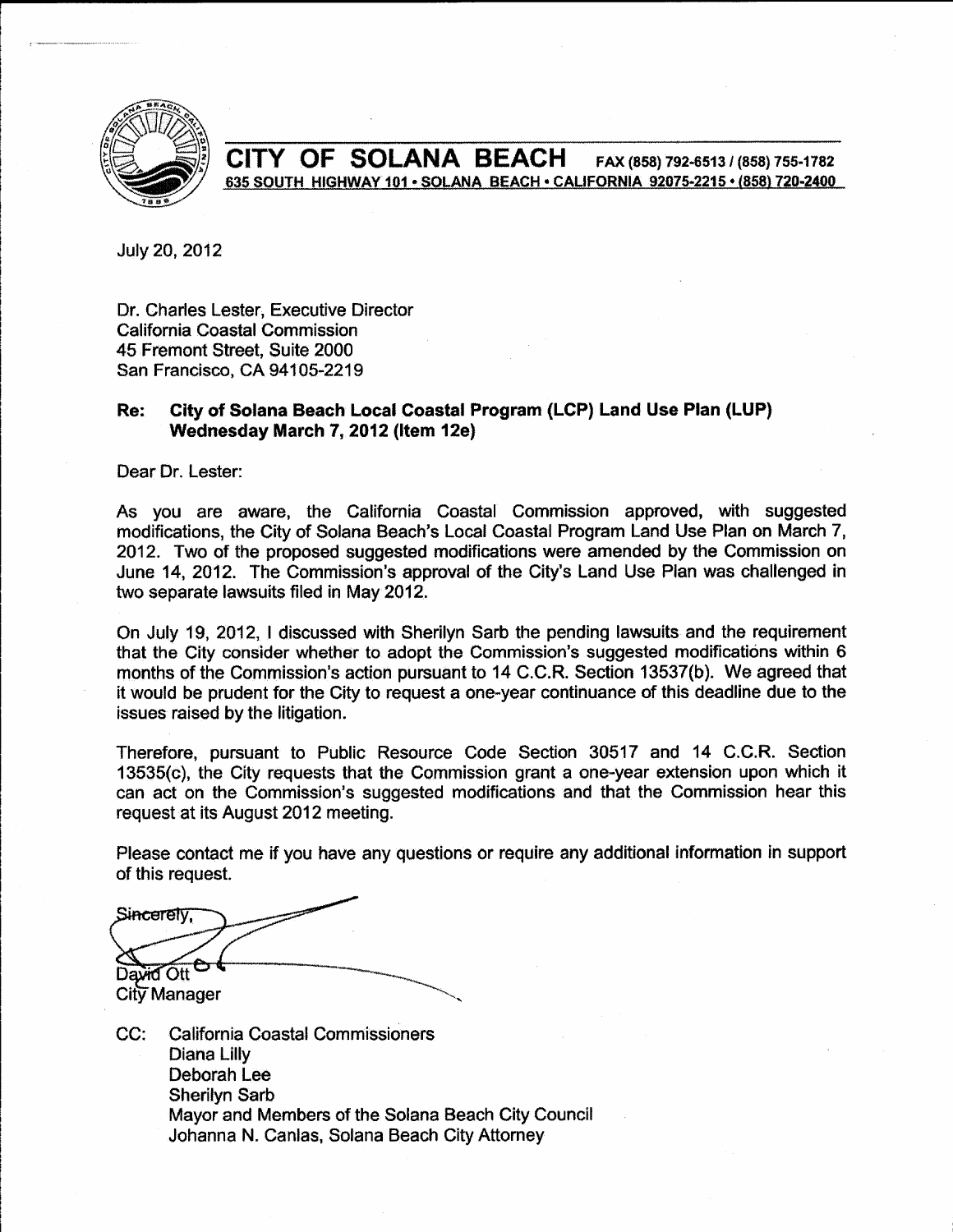**CITY OF SOLANA BEACH** FAX (858) 792-6513 / (858) 755-1782
635 SOUTH HIGHWAY 101 • SOLANA BEACH • CALIFORNIA 92075-2215 • (858) 720-2400

July 20, 2012

Dr. Charles Lester, Executive Director
California Coastal Commission
45 Fremont Street, Suite 2000
San Francisco, CA 94105-2219

**Re: City of Solana Beach Local Coastal Program (LCP) Land Use Plan (LUP) Wednesday March 7, 2012 (Item 12e)**

Dear Dr. Lester:

As you are aware, the California Coastal Commission approved, with suggested modifications, the City of Solana Beach's Local Coastal Program Land Use Plan on March 7, 2012. Two of the proposed suggested modifications were amended by the Commission on June 14, 2012. The Commission's approval of the City's Land Use Plan was challenged in two separate lawsuits filed in May 2012.

On July 19, 2012, I discussed with Sherilyn Sarb the pending lawsuits and the requirement that the City consider whether to adopt the Commission's suggested modifications within 6 months of the Commission's action pursuant to 14 C.C.R. Section 13537(b). We agreed that it would be prudent for the City to request a one-year continuance of this deadline due to the issues raised by the litigation.

Therefore, pursuant to Public Resource Code Section 30517 and 14 C.C.R. Section 13535(c), the City requests that the Commission grant a one-year extension upon which it can act on the Commission's suggested modifications and that the Commission hear this request at its August 2012 meeting.

Please contact me if you have any questions or require any additional information in support of this request.

Sincerely,

David Ott
City Manager

CC: California Coastal Commissioners
Diana Lilly
Deborah Lee
Sherilyn Sarb
Mayor and Members of the Solana Beach City Council
Johanna N. Canlas, Solana Beach City Attorney